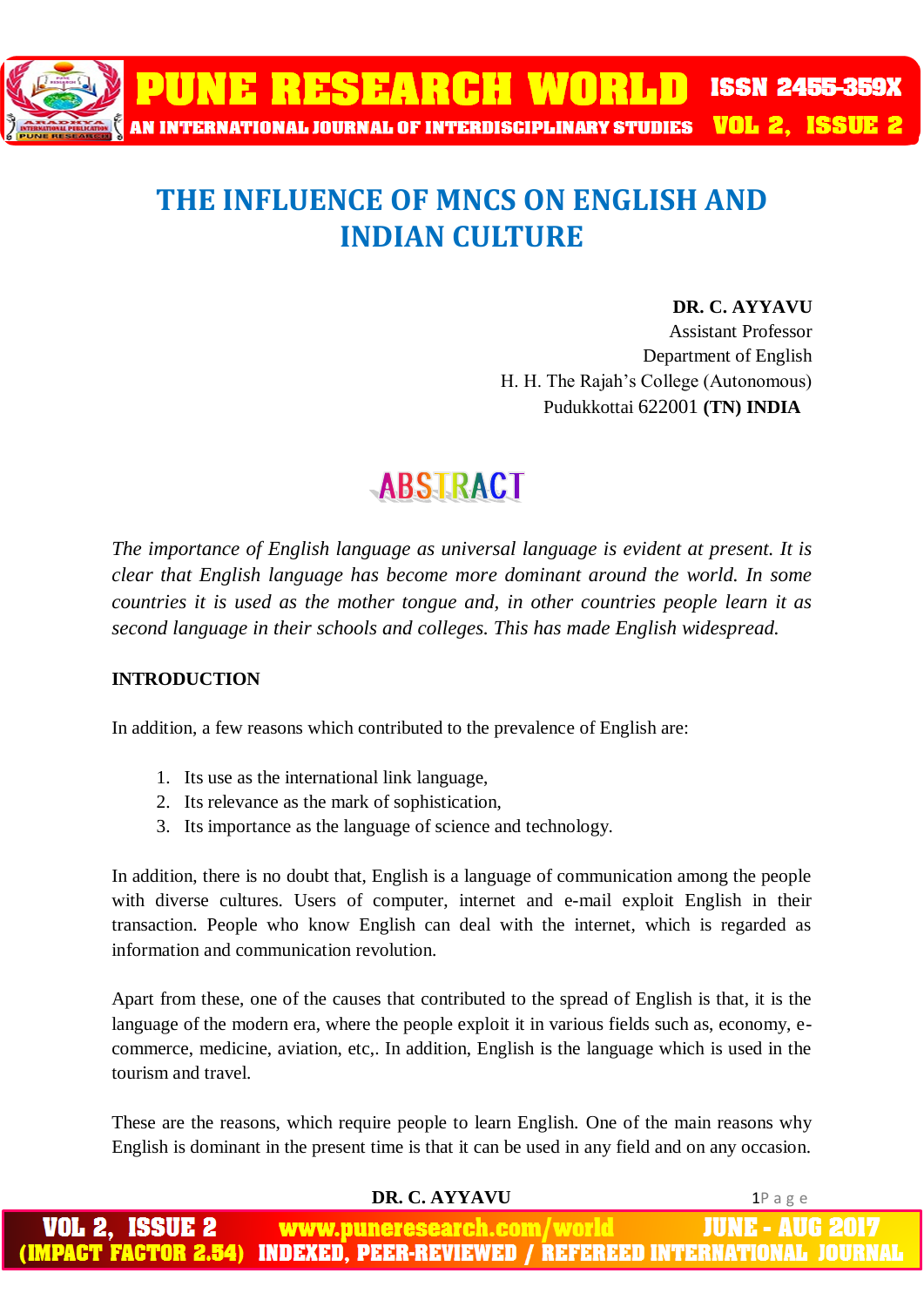# THE INFLUENCE OF MNCS ON ENGLISH AND INDIAN CULTURE

**DR. C. AYYAVU**
Assistant Professor
Department of English
H. H. The Rajah's College (Autonomous)
Pudukkottai 622001 **(TN) INDIA**

## ABSTRACT

*The importance of English language as universal language is evident at present. It is clear that English language has become more dominant around the world. In some countries it is used as the mother tongue and, in other countries people learn it as second language in their schools and colleges. This has made English widespread.*

**INTRODUCTION**

In addition, a few reasons which contributed to the prevalence of English are:

1. Its use as the international link language,
2. Its relevance as the mark of sophistication,
3. Its importance as the language of science and technology.

In addition, there is no doubt that, English is a language of communication among the people with diverse cultures. Users of computer, internet and e-mail exploit English in their transaction. People who know English can deal with the internet, which is regarded as information and communication revolution.

Apart from these, one of the causes that contributed to the spread of English is that, it is the language of the modern era, where the people exploit it in various fields such as, economy, e-commerce, medicine, aviation, etc,. In addition, English is the language which is used in the tourism and travel.

These are the reasons, which require people to learn English. One of the main reasons why English is dominant in the present time is that it can be used in any field and on any occasion.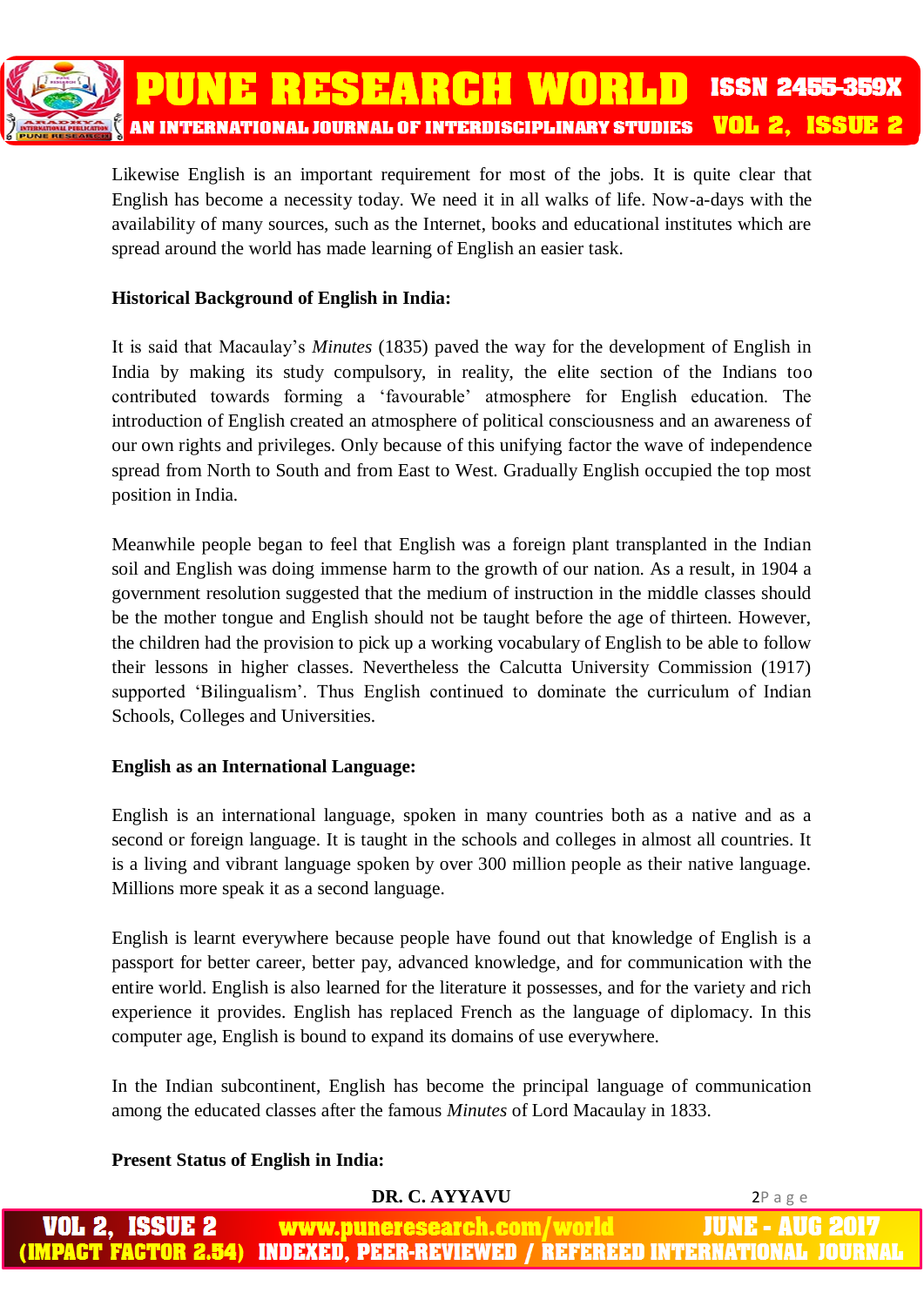Likewise English is an important requirement for most of the jobs. It is quite clear that English has become a necessity today. We need it in all walks of life. Now-a-days with the availability of many sources, such as the Internet, books and educational institutes which are spread around the world has made learning of English an easier task.

**Historical Background of English in India:**

It is said that Macaulay's *Minutes* (1835) paved the way for the development of English in India by making its study compulsory, in reality, the elite section of the Indians too contributed towards forming a 'favourable' atmosphere for English education. The introduction of English created an atmosphere of political consciousness and an awareness of our own rights and privileges. Only because of this unifying factor the wave of independence spread from North to South and from East to West. Gradually English occupied the top most position in India.

Meanwhile people began to feel that English was a foreign plant transplanted in the Indian soil and English was doing immense harm to the growth of our nation. As a result, in 1904 a government resolution suggested that the medium of instruction in the middle classes should be the mother tongue and English should not be taught before the age of thirteen. However, the children had the provision to pick up a working vocabulary of English to be able to follow their lessons in higher classes. Nevertheless the Calcutta University Commission (1917) supported 'Bilingualism'. Thus English continued to dominate the curriculum of Indian Schools, Colleges and Universities.

**English as an International Language:**

English is an international language, spoken in many countries both as a native and as a second or foreign language. It is taught in the schools and colleges in almost all countries. It is a living and vibrant language spoken by over 300 million people as their native language. Millions more speak it as a second language.

English is learnt everywhere because people have found out that knowledge of English is a passport for better career, better pay, advanced knowledge, and for communication with the entire world. English is also learned for the literature it possesses, and for the variety and rich experience it provides. English has replaced French as the language of diplomacy. In this computer age, English is bound to expand its domains of use everywhere.

In the Indian subcontinent, English has become the principal language of communication among the educated classes after the famous *Minutes* of Lord Macaulay in 1833.

**Present Status of English in India:**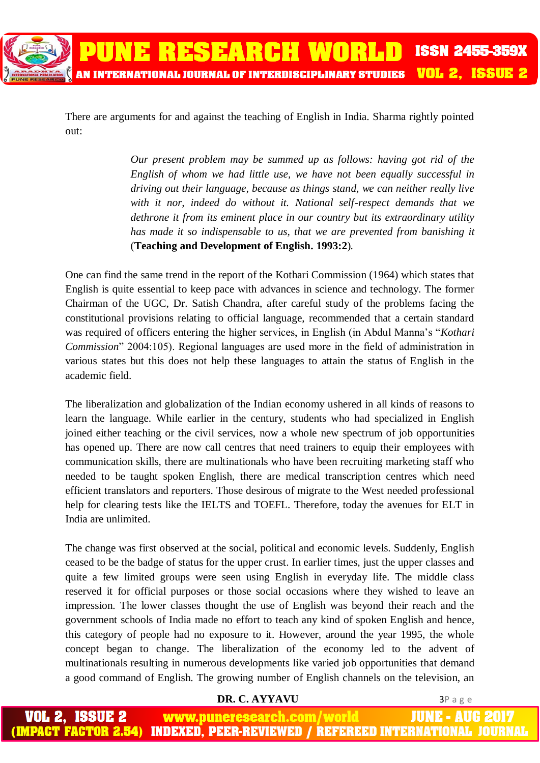There are arguments for and against the teaching of English in India. Sharma rightly pointed out:

> *Our present problem may be summed up as follows: having got rid of the English of whom we had little use, we have not been equally successful in driving out their language, because as things stand, we can neither really live with it nor, indeed do without it. National self-respect demands that we dethrone it from its eminent place in our country but its extraordinary utility has made it so indispensable to us, that we are prevented from banishing it* (**Teaching and Development of English. 1993:2**).

One can find the same trend in the report of the Kothari Commission (1964) which states that English is quite essential to keep pace with advances in science and technology. The former Chairman of the UGC, Dr. Satish Chandra, after careful study of the problems facing the constitutional provisions relating to official language, recommended that a certain standard was required of officers entering the higher services, in English (in Abdul Manna's "*Kothari Commission*" 2004:105). Regional languages are used more in the field of administration in various states but this does not help these languages to attain the status of English in the academic field.

The liberalization and globalization of the Indian economy ushered in all kinds of reasons to learn the language. While earlier in the century, students who had specialized in English joined either teaching or the civil services, now a whole new spectrum of job opportunities has opened up. There are now call centres that need trainers to equip their employees with communication skills, there are multinationals who have been recruiting marketing staff who needed to be taught spoken English, there are medical transcription centres which need efficient translators and reporters. Those desirous of migrate to the West needed professional help for clearing tests like the IELTS and TOEFL. Therefore, today the avenues for ELT in India are unlimited.

The change was first observed at the social, political and economic levels. Suddenly, English ceased to be the badge of status for the upper crust. In earlier times, just the upper classes and quite a few limited groups were seen using English in everyday life. The middle class reserved it for official purposes or those social occasions where they wished to leave an impression. The lower classes thought the use of English was beyond their reach and the government schools of India made no effort to teach any kind of spoken English and hence, this category of people had no exposure to it. However, around the year 1995, the whole concept began to change. The liberalization of the economy led to the advent of multinationals resulting in numerous developments like varied job opportunities that demand a good command of English. The growing number of English channels on the television, an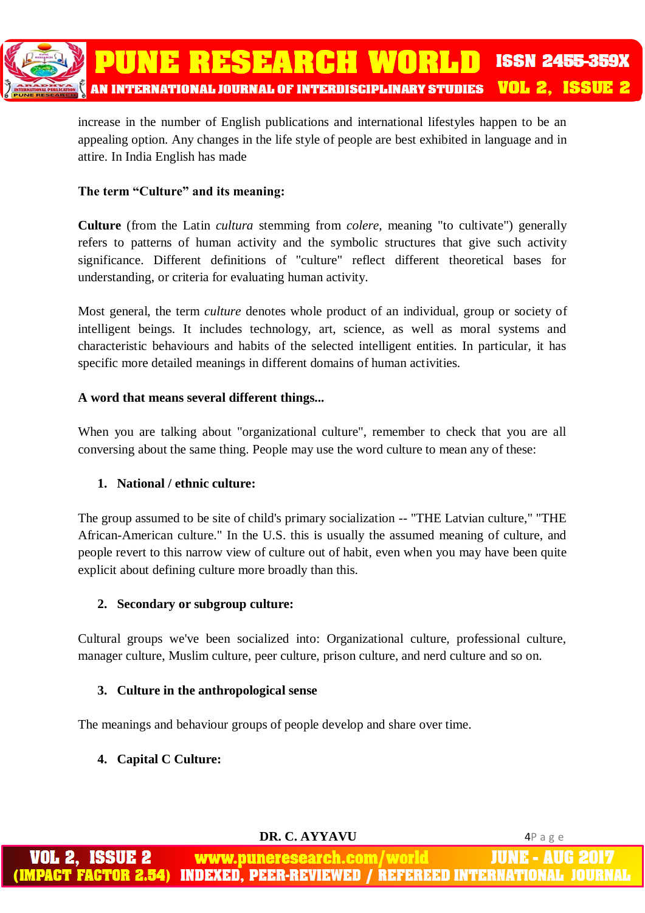increase in the number of English publications and international lifestyles happen to be an appealing option. Any changes in the life style of people are best exhibited in language and in attire. In India English has made

**The term "Culture" and its meaning:**

**Culture** (from the Latin *cultura* stemming from *colere*, meaning "to cultivate") generally refers to patterns of human activity and the symbolic structures that give such activity significance. Different definitions of "culture" reflect different theoretical bases for understanding, or criteria for evaluating human activity.

Most general, the term *culture* denotes whole product of an individual, group or society of intelligent beings. It includes technology, art, science, as well as moral systems and characteristic behaviours and habits of the selected intelligent entities. In particular, it has specific more detailed meanings in different domains of human activities.

**A word that means several different things...**

When you are talking about "organizational culture", remember to check that you are all conversing about the same thing. People may use the word culture to mean any of these:

1. **National / ethnic culture:**

The group assumed to be site of child's primary socialization -- "THE Latvian culture," "THE African-American culture." In the U.S. this is usually the assumed meaning of culture, and people revert to this narrow view of culture out of habit, even when you may have been quite explicit about defining culture more broadly than this.

2. **Secondary or subgroup culture:**

Cultural groups we've been socialized into: Organizational culture, professional culture, manager culture, Muslim culture, peer culture, prison culture, and nerd culture and so on.

3. **Culture in the anthropological sense**

The meanings and behaviour groups of people develop and share over time.

4. **Capital C Culture:**

DR. C. AYYAVU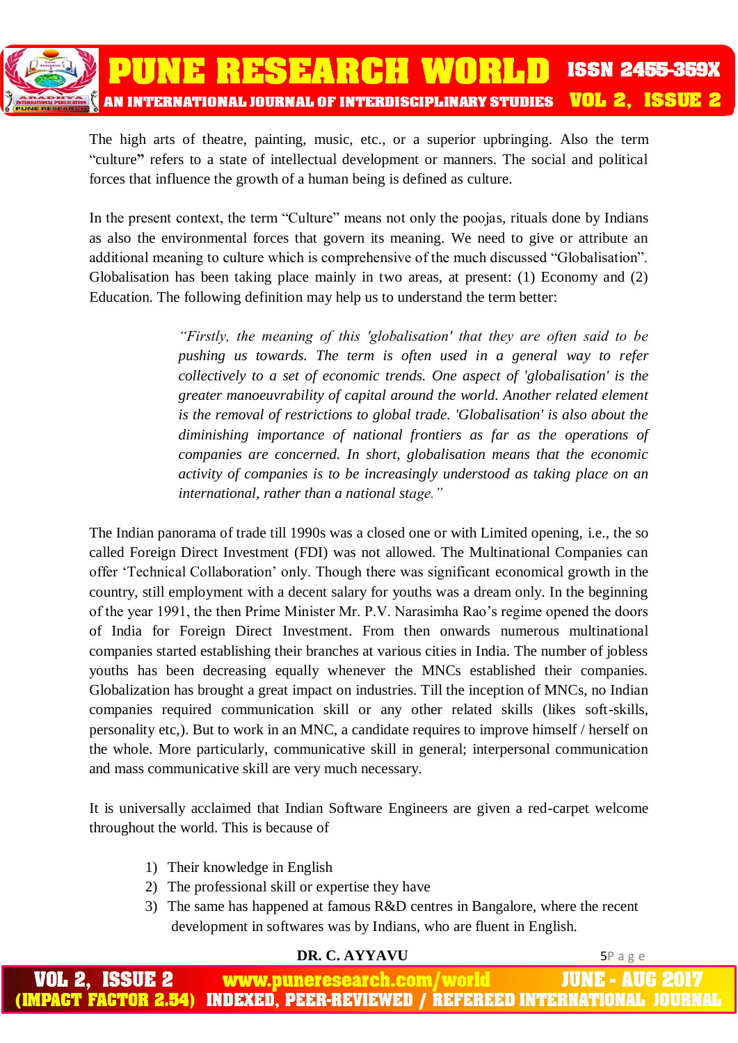The high arts of theatre, painting, music, etc., or a superior upbringing. Also the term "culture**"** refers to a state of intellectual development or manners. The social and political forces that influence the growth of a human being is defined as culture.

In the present context, the term "Culture" means not only the poojas, rituals done by Indians as also the environmental forces that govern its meaning. We need to give or attribute an additional meaning to culture which is comprehensive of the much discussed "Globalisation". Globalisation has been taking place mainly in two areas, at present: (1) Economy and (2) Education. The following definition may help us to understand the term better:

> *"Firstly, the meaning of this 'globalisation' that they are often said to be pushing us towards. The term is often used in a general way to refer collectively to a set of economic trends. One aspect of 'globalisation' is the greater manoeuvrability of capital around the world. Another related element is the removal of restrictions to global trade. 'Globalisation' is also about the diminishing importance of national frontiers as far as the operations of companies are concerned. In short, globalisation means that the economic activity of companies is to be increasingly understood as taking place on an international, rather than a national stage."*

The Indian panorama of trade till 1990s was a closed one or with Limited opening, i.e., the so called Foreign Direct Investment (FDI) was not allowed. The Multinational Companies can offer 'Technical Collaboration' only. Though there was significant economical growth in the country, still employment with a decent salary for youths was a dream only. In the beginning of the year 1991, the then Prime Minister Mr. P.V. Narasimha Rao's regime opened the doors of India for Foreign Direct Investment. From then onwards numerous multinational companies started establishing their branches at various cities in India. The number of jobless youths has been decreasing equally whenever the MNCs established their companies. Globalization has brought a great impact on industries. Till the inception of MNCs, no Indian companies required communication skill or any other related skills (likes soft-skills, personality etc,). But to work in an MNC, a candidate requires to improve himself / herself on the whole. More particularly, communicative skill in general; interpersonal communication and mass communicative skill are very much necessary.

It is universally acclaimed that Indian Software Engineers are given a red-carpet welcome throughout the world. This is because of

1) Their knowledge in English
2) The professional skill or expertise they have
3) The same has happened at famous R&D centres in Bangalore, where the recent development in softwares was by Indians, who are fluent in English.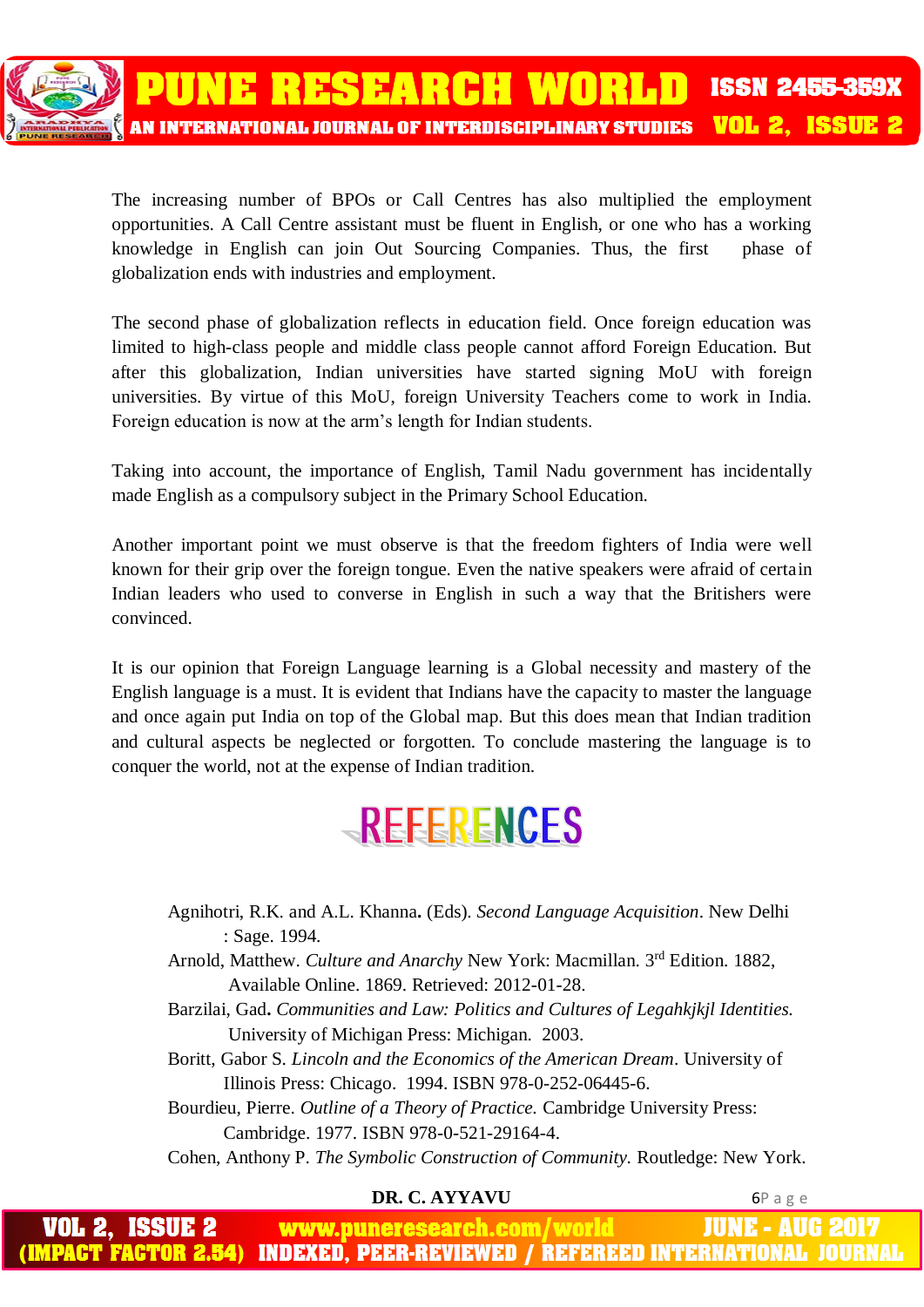The increasing number of BPOs or Call Centres has also multiplied the employment opportunities. A Call Centre assistant must be fluent in English, or one who has a working knowledge in English can join Out Sourcing Companies. Thus, the first phase of globalization ends with industries and employment.

The second phase of globalization reflects in education field. Once foreign education was limited to high-class people and middle class people cannot afford Foreign Education. But after this globalization, Indian universities have started signing MoU with foreign universities. By virtue of this MoU, foreign University Teachers come to work in India. Foreign education is now at the arm's length for Indian students.

Taking into account, the importance of English, Tamil Nadu government has incidentally made English as a compulsory subject in the Primary School Education.

Another important point we must observe is that the freedom fighters of India were well known for their grip over the foreign tongue. Even the native speakers were afraid of certain Indian leaders who used to converse in English in such a way that the Britishers were convinced.

It is our opinion that Foreign Language learning is a Global necessity and mastery of the English language is a must. It is evident that Indians have the capacity to master the language and once again put India on top of the Global map. But this does mean that Indian tradition and cultural aspects be neglected or forgotten. To conclude mastering the language is to conquer the world, not at the expense of Indian tradition.

## REFERENCES

Agnihotri, R.K. and A.L. Khanna**.** (Eds). *Second Language Acquisition*. New Delhi : Sage. 1994.

Arnold, Matthew. *Culture and Anarchy* New York: Macmillan. 3rd Edition. 1882, Available Online. 1869. Retrieved: 2012-01-28.

Barzilai, Gad**.** *Communities and Law: Politics and Cultures of Legahkjkjl Identities.* University of Michigan Press: Michigan. 2003.

Boritt, Gabor S. *Lincoln and the Economics of the American Dream*. University of Illinois Press: Chicago. 1994. ISBN 978-0-252-06445-6.

Bourdieu, Pierre. *Outline of a Theory of Practice.* Cambridge University Press: Cambridge. 1977. ISBN 978-0-521-29164-4.

Cohen, Anthony P. *The Symbolic Construction of Community*. Routledge: New York.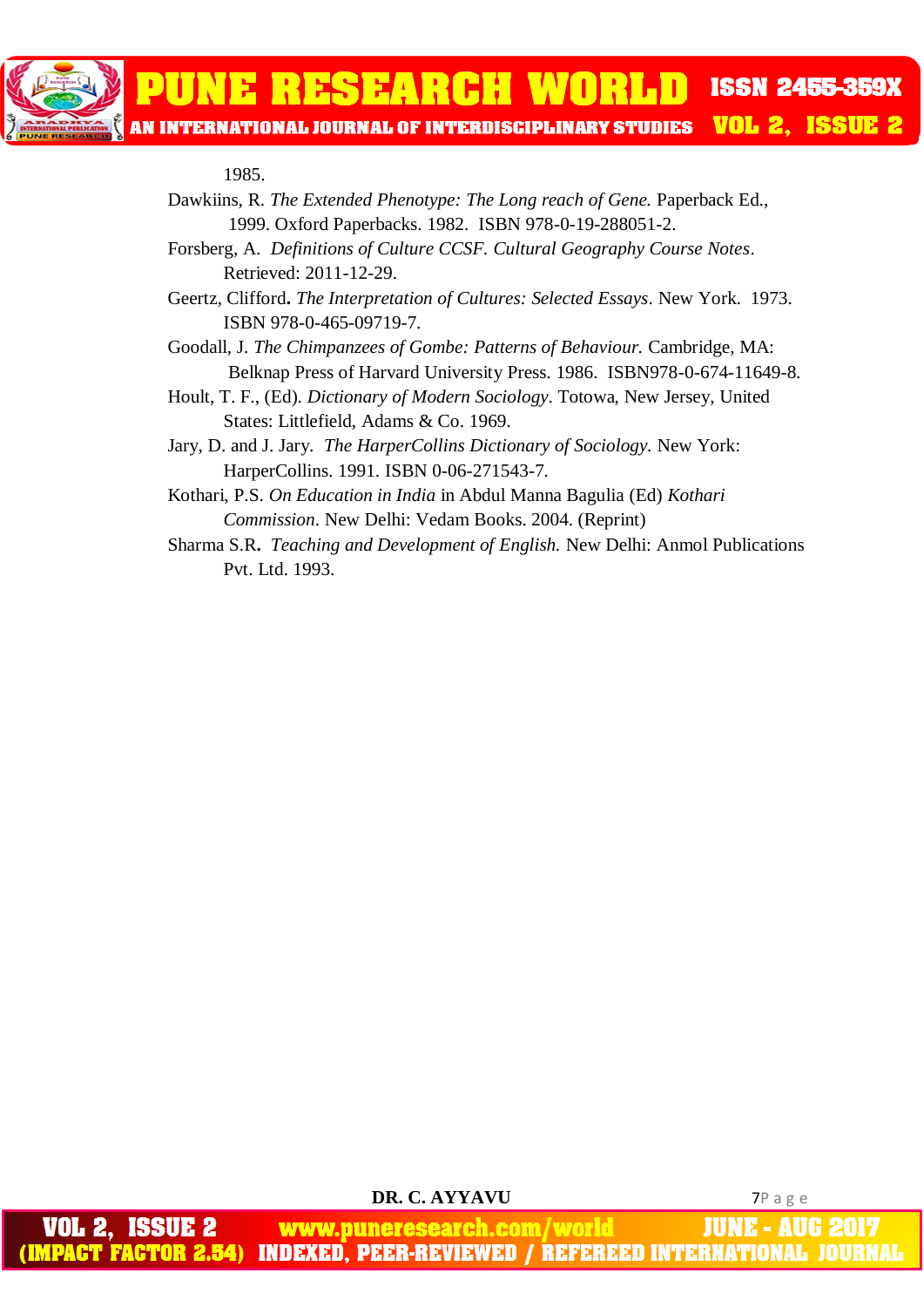1985.

Dawkiins, R. *The Extended Phenotype: The Long reach of Gene.* Paperback Ed., 1999. Oxford Paperbacks. 1982. ISBN 978-0-19-288051-2.

Forsberg, A. *Definitions of Culture CCSF. Cultural Geography Course Notes*. Retrieved: 2011-12-29.

Geertz, Clifford**.** *The Interpretation of Cultures: Selected Essays*. New York. 1973. ISBN 978-0-465-09719-7.

Goodall, J. *The Chimpanzees of Gombe: Patterns of Behaviour.* Cambridge, MA: Belknap Press of Harvard University Press. 1986. ISBN978-0-674-11649-8.

Hoult, T. F., (Ed). *Dictionary of Modern Sociology*. Totowa, New Jersey, United States: Littlefield, Adams & Co. 1969.

Jary, D. and J. Jary. *The HarperCollins Dictionary of Sociology*. New York: HarperCollins. 1991. ISBN 0-06-271543-7.

Kothari, P.S. *On Education in India* in Abdul Manna Bagulia (Ed) *Kothari Commission*. New Delhi: Vedam Books. 2004. (Reprint)

Sharma S.R**.** *Teaching and Development of English.* New Delhi: Anmol Publications Pvt. Ltd. 1993.